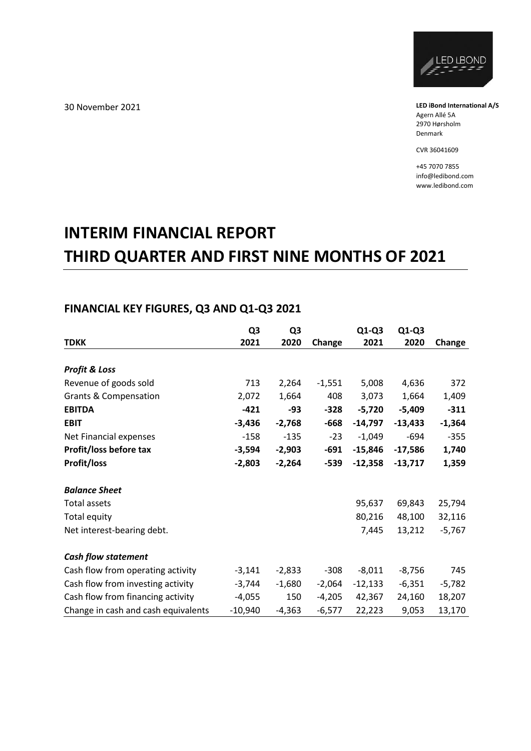30 November 2021

**LED iBond International A/S**
Agern Allé 5A
2970 Hørsholm
Denmark

CVR 36041609

+45 7070 7855
info@ledibond.com
www.ledibond.com

# INTERIM FINANCIAL REPORT
# THIRD QUARTER AND FIRST NINE MONTHS OF 2021

## FINANCIAL KEY FIGURES, Q3 AND Q1-Q3 2021

| TDKK | Q3 2021 | Q3 2020 | Change | Q1-Q3 2021 | Q1-Q3 2020 | Change |
|---|---|---|---|---|---|---|
| ***Profit & Loss*** | | | | | | |
| Revenue of goods sold | 713 | 2,264 | -1,551 | 5,008 | 4,636 | 372 |
| Grants & Compensation | 2,072 | 1,664 | 408 | 3,073 | 1,664 | 1,409 |
| **EBITDA** | **-421** | **-93** | **-328** | **-5,720** | **-5,409** | **-311** |
| **EBIT** | **-3,436** | **-2,768** | **-668** | **-14,797** | **-13,433** | **-1,364** |
| Net Financial expenses | -158 | -135 | -23 | -1,049 | -694 | -355 |
| **Profit/loss before tax** | **-3,594** | **-2,903** | **-691** | **-15,846** | **-17,586** | **1,740** |
| **Profit/loss** | **-2,803** | **-2,264** | **-539** | **-12,358** | **-13,717** | **1,359** |
| ***Balance Sheet*** | | | | | | |
| Total assets | | | | 95,637 | 69,843 | 25,794 |
| Total equity | | | | 80,216 | 48,100 | 32,116 |
| Net interest-bearing debt. | | | | 7,445 | 13,212 | -5,767 |
| ***Cash flow statement*** | | | | | | |
| Cash flow from operating activity | -3,141 | -2,833 | -308 | -8,011 | -8,756 | 745 |
| Cash flow from investing activity | -3,744 | -1,680 | -2,064 | -12,133 | -6,351 | -5,782 |
| Cash flow from financing activity | -4,055 | 150 | -4,205 | 42,367 | 24,160 | 18,207 |
| Change in cash and cash equivalents | -10,940 | -4,363 | -6,577 | 22,223 | 9,053 | 13,170 |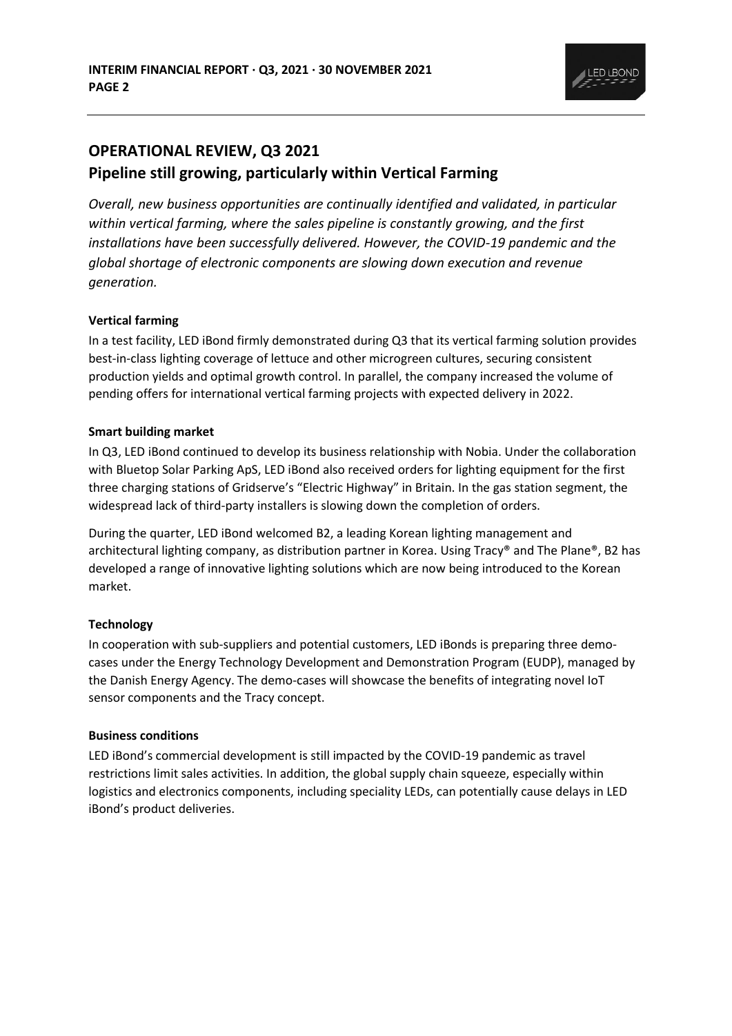## OPERATIONAL REVIEW, Q3 2021
## Pipeline still growing, particularly within Vertical Farming

*Overall, new business opportunities are continually identified and validated, in particular within vertical farming, where the sales pipeline is constantly growing, and the first installations have been successfully delivered. However, the COVID-19 pandemic and the global shortage of electronic components are slowing down execution and revenue generation.*

**Vertical farming**

In a test facility, LED iBond firmly demonstrated during Q3 that its vertical farming solution provides best-in-class lighting coverage of lettuce and other microgreen cultures, securing consistent production yields and optimal growth control. In parallel, the company increased the volume of pending offers for international vertical farming projects with expected delivery in 2022.

**Smart building market**

In Q3, LED iBond continued to develop its business relationship with Nobia. Under the collaboration with Bluetop Solar Parking ApS, LED iBond also received orders for lighting equipment for the first three charging stations of Gridserve's "Electric Highway" in Britain. In the gas station segment, the widespread lack of third-party installers is slowing down the completion of orders.

During the quarter, LED iBond welcomed B2, a leading Korean lighting management and architectural lighting company, as distribution partner in Korea. Using Tracy® and The Plane®, B2 has developed a range of innovative lighting solutions which are now being introduced to the Korean market.

**Technology**

In cooperation with sub-suppliers and potential customers, LED iBonds is preparing three demo-cases under the Energy Technology Development and Demonstration Program (EUDP), managed by the Danish Energy Agency. The demo-cases will showcase the benefits of integrating novel IoT sensor components and the Tracy concept.

**Business conditions**

LED iBond's commercial development is still impacted by the COVID-19 pandemic as travel restrictions limit sales activities. In addition, the global supply chain squeeze, especially within logistics and electronics components, including speciality LEDs, can potentially cause delays in LED iBond's product deliveries.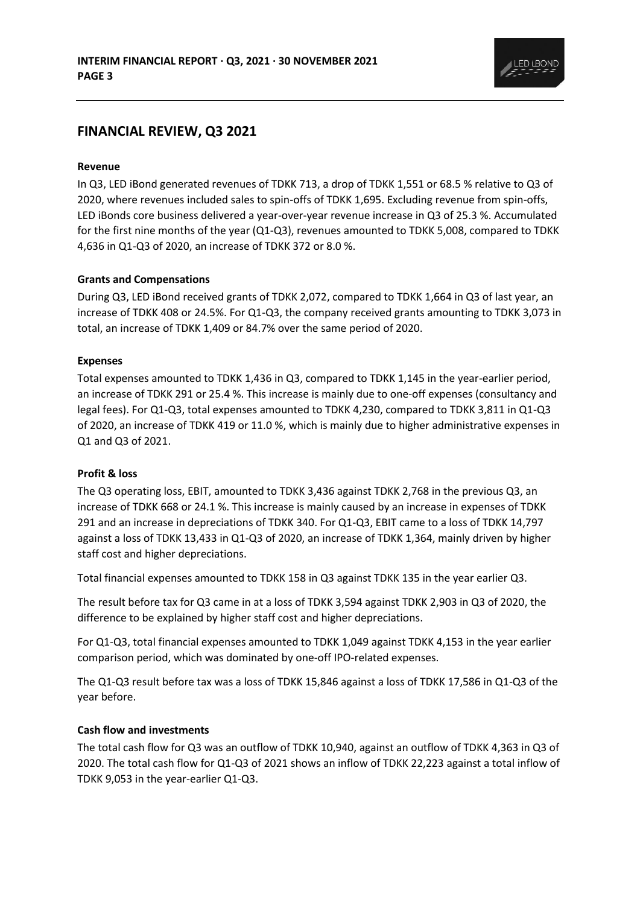## FINANCIAL REVIEW, Q3 2021

**Revenue**

In Q3, LED iBond generated revenues of TDKK 713, a drop of TDKK 1,551 or 68.5 % relative to Q3 of 2020, where revenues included sales to spin-offs of TDKK 1,695. Excluding revenue from spin-offs, LED iBonds core business delivered a year-over-year revenue increase in Q3 of 25.3 %. Accumulated for the first nine months of the year (Q1-Q3), revenues amounted to TDKK 5,008, compared to TDKK 4,636 in Q1-Q3 of 2020, an increase of TDKK 372 or 8.0 %.

**Grants and Compensations**

During Q3, LED iBond received grants of TDKK 2,072, compared to TDKK 1,664 in Q3 of last year, an increase of TDKK 408 or 24.5%. For Q1-Q3, the company received grants amounting to TDKK 3,073 in total, an increase of TDKK 1,409 or 84.7% over the same period of 2020.

**Expenses**

Total expenses amounted to TDKK 1,436 in Q3, compared to TDKK 1,145 in the year-earlier period, an increase of TDKK 291 or 25.4 %. This increase is mainly due to one-off expenses (consultancy and legal fees). For Q1-Q3, total expenses amounted to TDKK 4,230, compared to TDKK 3,811 in Q1-Q3 of 2020, an increase of TDKK 419 or 11.0 %, which is mainly due to higher administrative expenses in Q1 and Q3 of 2021.

**Profit & loss**

The Q3 operating loss, EBIT, amounted to TDKK 3,436 against TDKK 2,768 in the previous Q3, an increase of TDKK 668 or 24.1 %. This increase is mainly caused by an increase in expenses of TDKK 291 and an increase in depreciations of TDKK 340. For Q1-Q3, EBIT came to a loss of TDKK 14,797 against a loss of TDKK 13,433 in Q1-Q3 of 2020, an increase of TDKK 1,364, mainly driven by higher staff cost and higher depreciations.

Total financial expenses amounted to TDKK 158 in Q3 against TDKK 135 in the year earlier Q3.

The result before tax for Q3 came in at a loss of TDKK 3,594 against TDKK 2,903 in Q3 of 2020, the difference to be explained by higher staff cost and higher depreciations.

For Q1-Q3, total financial expenses amounted to TDKK 1,049 against TDKK 4,153 in the year earlier comparison period, which was dominated by one-off IPO-related expenses.

The Q1-Q3 result before tax was a loss of TDKK 15,846 against a loss of TDKK 17,586 in Q1-Q3 of the year before.

**Cash flow and investments**

The total cash flow for Q3 was an outflow of TDKK 10,940, against an outflow of TDKK 4,363 in Q3 of 2020. The total cash flow for Q1-Q3 of 2021 shows an inflow of TDKK 22,223 against a total inflow of TDKK 9,053 in the year-earlier Q1-Q3.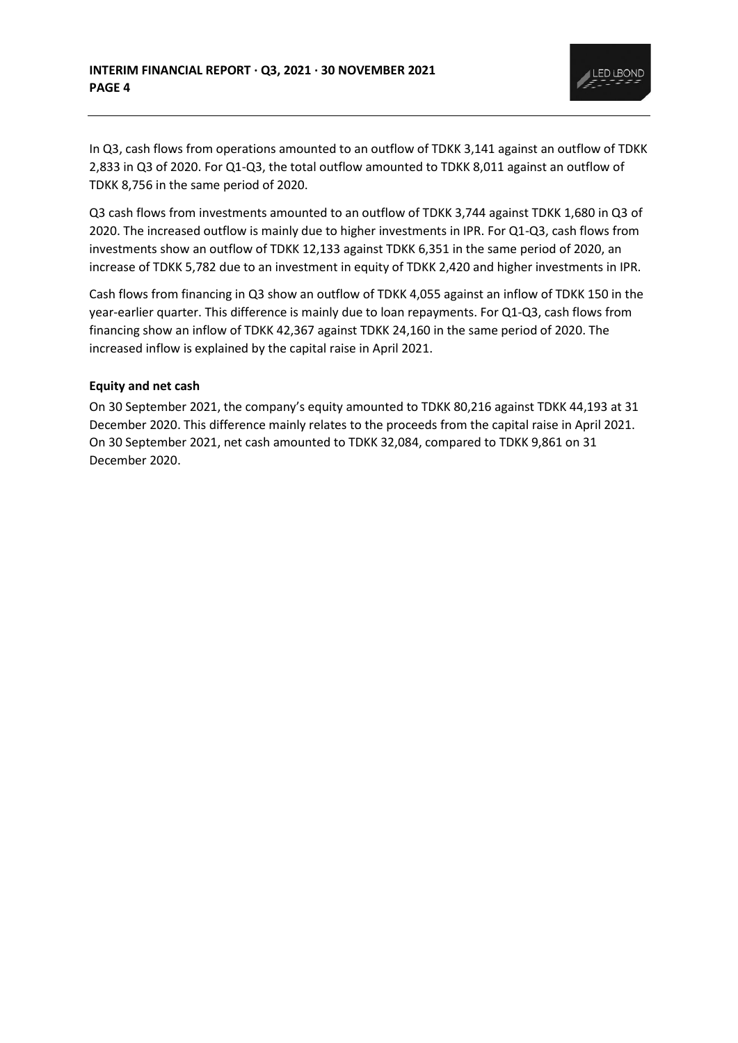In Q3, cash flows from operations amounted to an outflow of TDKK 3,141 against an outflow of TDKK 2,833 in Q3 of 2020. For Q1-Q3, the total outflow amounted to TDKK 8,011 against an outflow of TDKK 8,756 in the same period of 2020.

Q3 cash flows from investments amounted to an outflow of TDKK 3,744 against TDKK 1,680 in Q3 of 2020. The increased outflow is mainly due to higher investments in IPR. For Q1-Q3, cash flows from investments show an outflow of TDKK 12,133 against TDKK 6,351 in the same period of 2020, an increase of TDKK 5,782 due to an investment in equity of TDKK 2,420 and higher investments in IPR.

Cash flows from financing in Q3 show an outflow of TDKK 4,055 against an inflow of TDKK 150 in the year-earlier quarter. This difference is mainly due to loan repayments. For Q1-Q3, cash flows from financing show an inflow of TDKK 42,367 against TDKK 24,160 in the same period of 2020. The increased inflow is explained by the capital raise in April 2021.

**Equity and net cash**

On 30 September 2021, the company's equity amounted to TDKK 80,216 against TDKK 44,193 at 31 December 2020. This difference mainly relates to the proceeds from the capital raise in April 2021. On 30 September 2021, net cash amounted to TDKK 32,084, compared to TDKK 9,861 on 31 December 2020.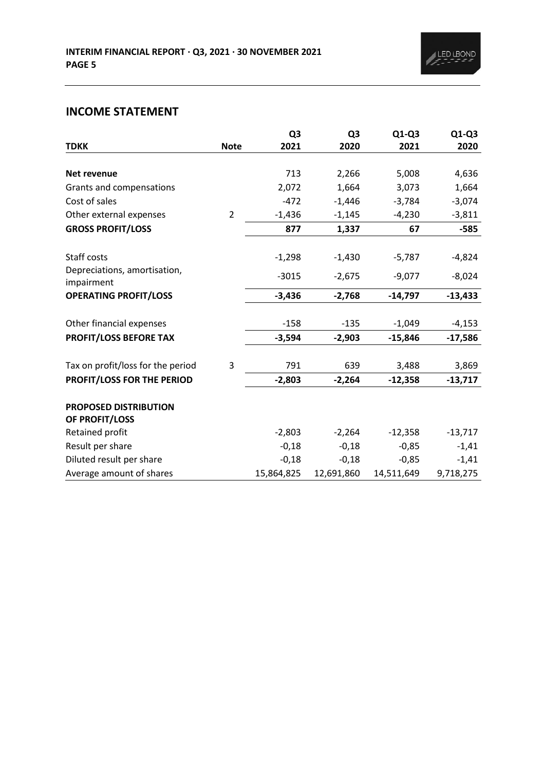## INCOME STATEMENT

| TDKK | Note | Q3 2021 | Q3 2020 | Q1-Q3 2021 | Q1-Q3 2020 |
|---|---|---|---|---|---|
| **Net revenue** | | 713 | 2,266 | 5,008 | 4,636 |
| Grants and compensations | | 2,072 | 1,664 | 3,073 | 1,664 |
| Cost of sales | | -472 | -1,446 | -3,784 | -3,074 |
| Other external expenses | 2 | -1,436 | -1,145 | -4,230 | -3,811 |
| **GROSS PROFIT/LOSS** | | **877** | **1,337** | **67** | **-585** |
| Staff costs | | -1,298 | -1,430 | -5,787 | -4,824 |
| Depreciations, amortisation, impairment | | -3015 | -2,675 | -9,077 | -8,024 |
| **OPERATING PROFIT/LOSS** | | **-3,436** | **-2,768** | **-14,797** | **-13,433** |
| Other financial expenses | | -158 | -135 | -1,049 | -4,153 |
| **PROFIT/LOSS BEFORE TAX** | | **-3,594** | **-2,903** | **-15,846** | **-17,586** |
| Tax on profit/loss for the period | 3 | 791 | 639 | 3,488 | 3,869 |
| **PROFIT/LOSS FOR THE PERIOD** | | **-2,803** | **-2,264** | **-12,358** | **-13,717** |
| **PROPOSED DISTRIBUTION OF PROFIT/LOSS** | | | | | |
| Retained profit | | -2,803 | -2,264 | -12,358 | -13,717 |
| Result per share | | -0,18 | -0,18 | -0,85 | -1,41 |
| Diluted result per share | | -0,18 | -0,18 | -0,85 | -1,41 |
| Average amount of shares | | 15,864,825 | 12,691,860 | 14,511,649 | 9,718,275 |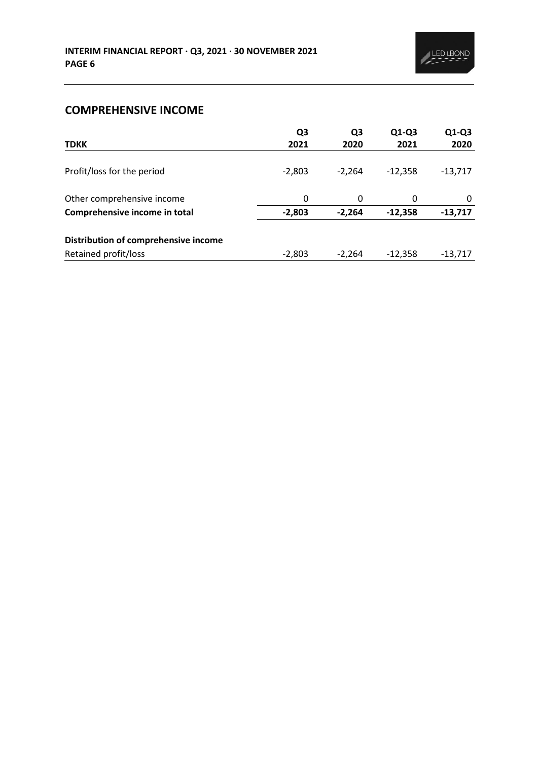## COMPREHENSIVE INCOME

| TDKK | Q3 2021 | Q3 2020 | Q1-Q3 2021 | Q1-Q3 2020 |
|---|---|---|---|---|
| Profit/loss for the period | -2,803 | -2,264 | -12,358 | -13,717 |
| Other comprehensive income | 0 | 0 | 0 | 0 |
| **Comprehensive income in total** | **-2,803** | **-2,264** | **-12,358** | **-13,717** |
| **Distribution of comprehensive income** | | | | |
| Retained profit/loss | -2,803 | -2,264 | -12,358 | -13,717 |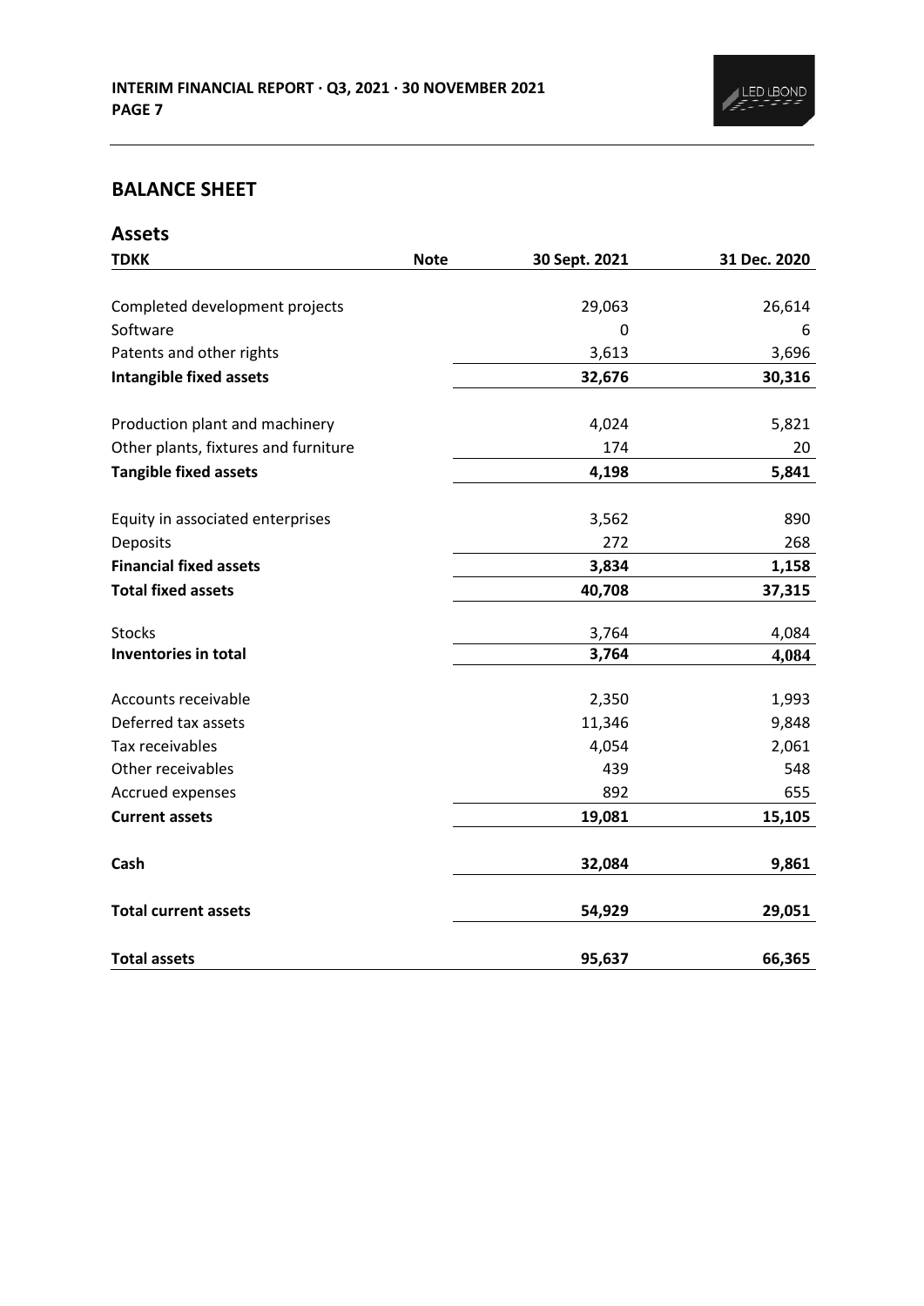## BALANCE SHEET

### Assets

| TDKK | Note | 30 Sept. 2021 | 31 Dec. 2020 |
|---|---|---|---|
| Completed development projects | | 29,063 | 26,614 |
| Software | | 0 | 6 |
| Patents and other rights | | 3,613 | 3,696 |
| **Intangible fixed assets** | | **32,676** | **30,316** |
| Production plant and machinery | | 4,024 | 5,821 |
| Other plants, fixtures and furniture | | 174 | 20 |
| **Tangible fixed assets** | | **4,198** | **5,841** |
| Equity in associated enterprises | | 3,562 | 890 |
| Deposits | | 272 | 268 |
| **Financial fixed assets** | | **3,834** | **1,158** |
| **Total fixed assets** | | **40,708** | **37,315** |
| Stocks | | 3,764 | 4,084 |
| **Inventories in total** | | **3,764** | **4,084** |
| Accounts receivable | | 2,350 | 1,993 |
| Deferred tax assets | | 11,346 | 9,848 |
| Tax receivables | | 4,054 | 2,061 |
| Other receivables | | 439 | 548 |
| Accrued expenses | | 892 | 655 |
| **Current assets** | | **19,081** | **15,105** |
| **Cash** | | **32,084** | **9,861** |
| **Total current assets** | | **54,929** | **29,051** |
| **Total assets** | | **95,637** | **66,365** |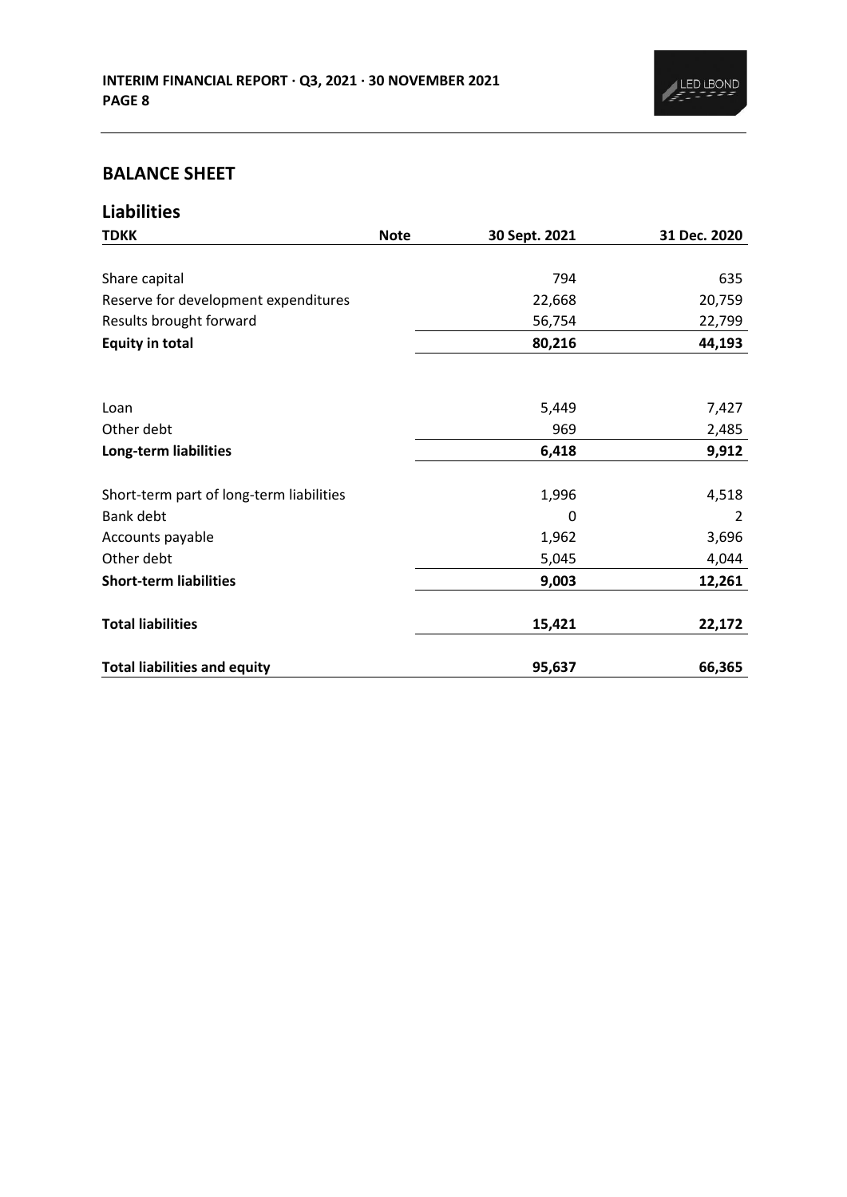## BALANCE SHEET

### Liabilities

| TDKK | Note | 30 Sept. 2021 | 31 Dec. 2020 |
|---|---|---|---|
| Share capital | | 794 | 635 |
| Reserve for development expenditures | | 22,668 | 20,759 |
| Results brought forward | | 56,754 | 22,799 |
| **Equity in total** | | **80,216** | **44,193** |
| | | | |
| Loan | | 5,449 | 7,427 |
| Other debt | | 969 | 2,485 |
| **Long-term liabilities** | | **6,418** | **9,912** |
| | | | |
| Short-term part of long-term liabilities | | 1,996 | 4,518 |
| Bank debt | | 0 | 2 |
| Accounts payable | | 1,962 | 3,696 |
| Other debt | | 5,045 | 4,044 |
| **Short-term liabilities** | | **9,003** | **12,261** |
| | | | |
| **Total liabilities** | | **15,421** | **22,172** |
| | | | |
| **Total liabilities and equity** | | **95,637** | **66,365** |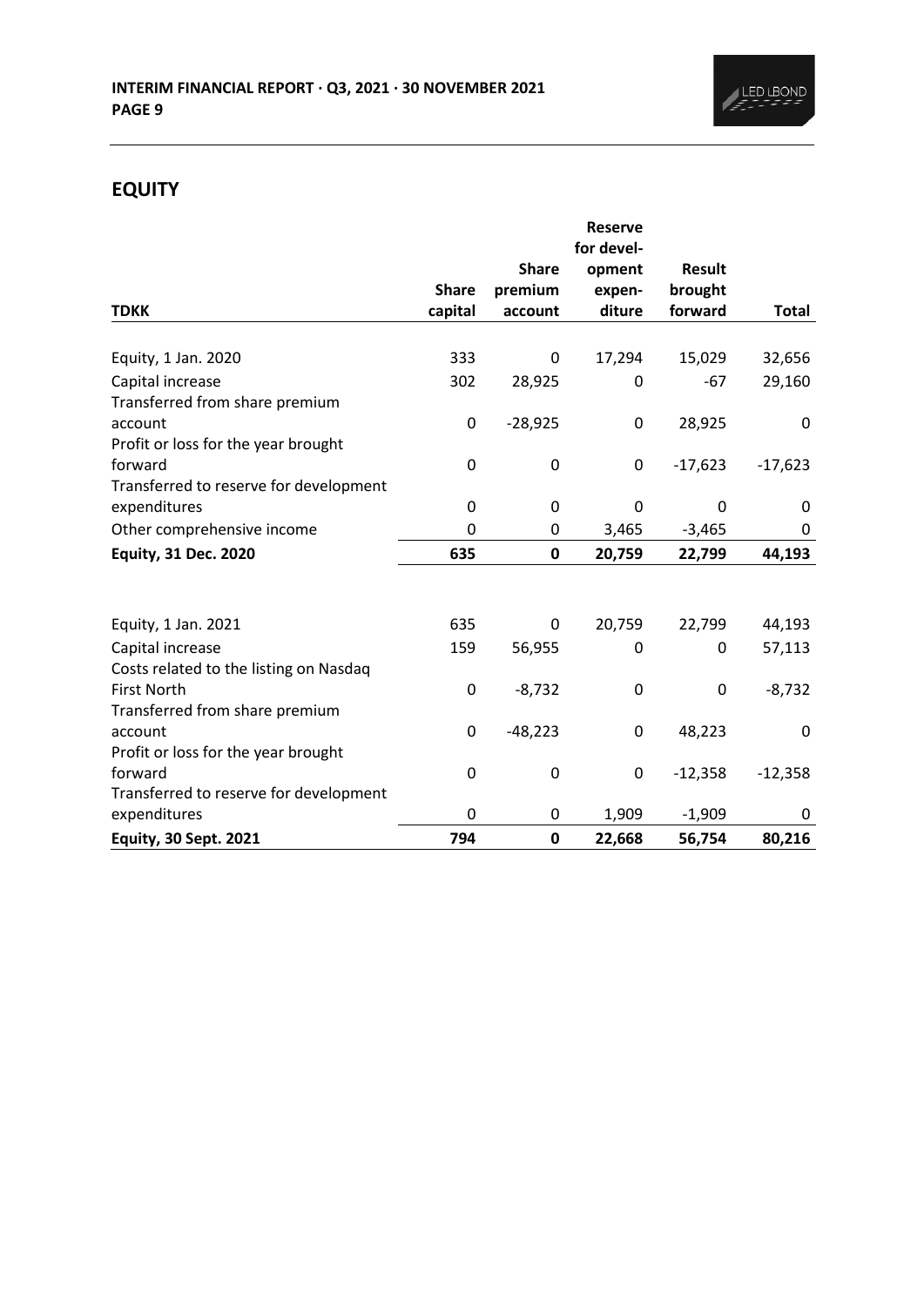## EQUITY

| TDKK | Share capital | Share premium account | Reserve for development expenditure | Result brought forward | Total |
|---|---|---|---|---|---|
| Equity, 1 Jan. 2020 | 333 | 0 | 17,294 | 15,029 | 32,656 |
| Capital increase | 302 | 28,925 | 0 | -67 | 29,160 |
| Transferred from share premium account | 0 | -28,925 | 0 | 28,925 | 0 |
| Profit or loss for the year brought forward | 0 | 0 | 0 | -17,623 | -17,623 |
| Transferred to reserve for development expenditures | 0 | 0 | 0 | 0 | 0 |
| Other comprehensive income | 0 | 0 | 3,465 | -3,465 | 0 |
| **Equity, 31 Dec. 2020** | **635** | **0** | **20,759** | **22,799** | **44,193** |
| | | | | | |
| Equity, 1 Jan. 2021 | 635 | 0 | 20,759 | 22,799 | 44,193 |
| Capital increase | 159 | 56,955 | 0 | 0 | 57,113 |
| Costs related to the listing on Nasdaq First North | 0 | -8,732 | 0 | 0 | -8,732 |
| Transferred from share premium account | 0 | -48,223 | 0 | 48,223 | 0 |
| Profit or loss for the year brought forward | 0 | 0 | 0 | -12,358 | -12,358 |
| Transferred to reserve for development expenditures | 0 | 0 | 1,909 | -1,909 | 0 |
| **Equity, 30 Sept. 2021** | **794** | **0** | **22,668** | **56,754** | **80,216** |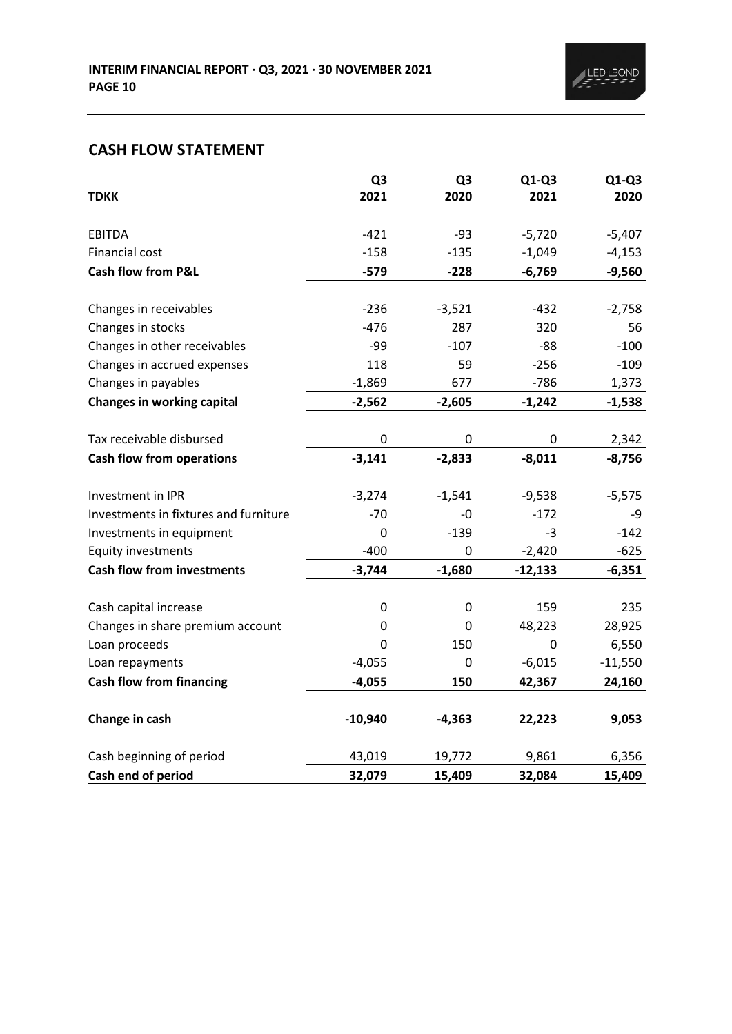## CASH FLOW STATEMENT

| TDKK | Q3 2021 | Q3 2020 | Q1-Q3 2021 | Q1-Q3 2020 |
|---|---|---|---|---|
| EBITDA | -421 | -93 | -5,720 | -5,407 |
| Financial cost | -158 | -135 | -1,049 | -4,153 |
| **Cash flow from P&L** | **-579** | **-228** | **-6,769** | **-9,560** |
| Changes in receivables | -236 | -3,521 | -432 | -2,758 |
| Changes in stocks | -476 | 287 | 320 | 56 |
| Changes in other receivables | -99 | -107 | -88 | -100 |
| Changes in accrued expenses | 118 | 59 | -256 | -109 |
| Changes in payables | -1,869 | 677 | -786 | 1,373 |
| **Changes in working capital** | **-2,562** | **-2,605** | **-1,242** | **-1,538** |
| Tax receivable disbursed | 0 | 0 | 0 | 2,342 |
| **Cash flow from operations** | **-3,141** | **-2,833** | **-8,011** | **-8,756** |
| Investment in IPR | -3,274 | -1,541 | -9,538 | -5,575 |
| Investments in fixtures and furniture | -70 | -0 | -172 | -9 |
| Investments in equipment | 0 | -139 | -3 | -142 |
| Equity investments | -400 | 0 | -2,420 | -625 |
| **Cash flow from investments** | **-3,744** | **-1,680** | **-12,133** | **-6,351** |
| Cash capital increase | 0 | 0 | 159 | 235 |
| Changes in share premium account | 0 | 0 | 48,223 | 28,925 |
| Loan proceeds | 0 | 150 | 0 | 6,550 |
| Loan repayments | -4,055 | 0 | -6,015 | -11,550 |
| **Cash flow from financing** | **-4,055** | **150** | **42,367** | **24,160** |
| **Change in cash** | **-10,940** | **-4,363** | **22,223** | **9,053** |
| Cash beginning of period | 43,019 | 19,772 | 9,861 | 6,356 |
| **Cash end of period** | **32,079** | **15,409** | **32,084** | **15,409** |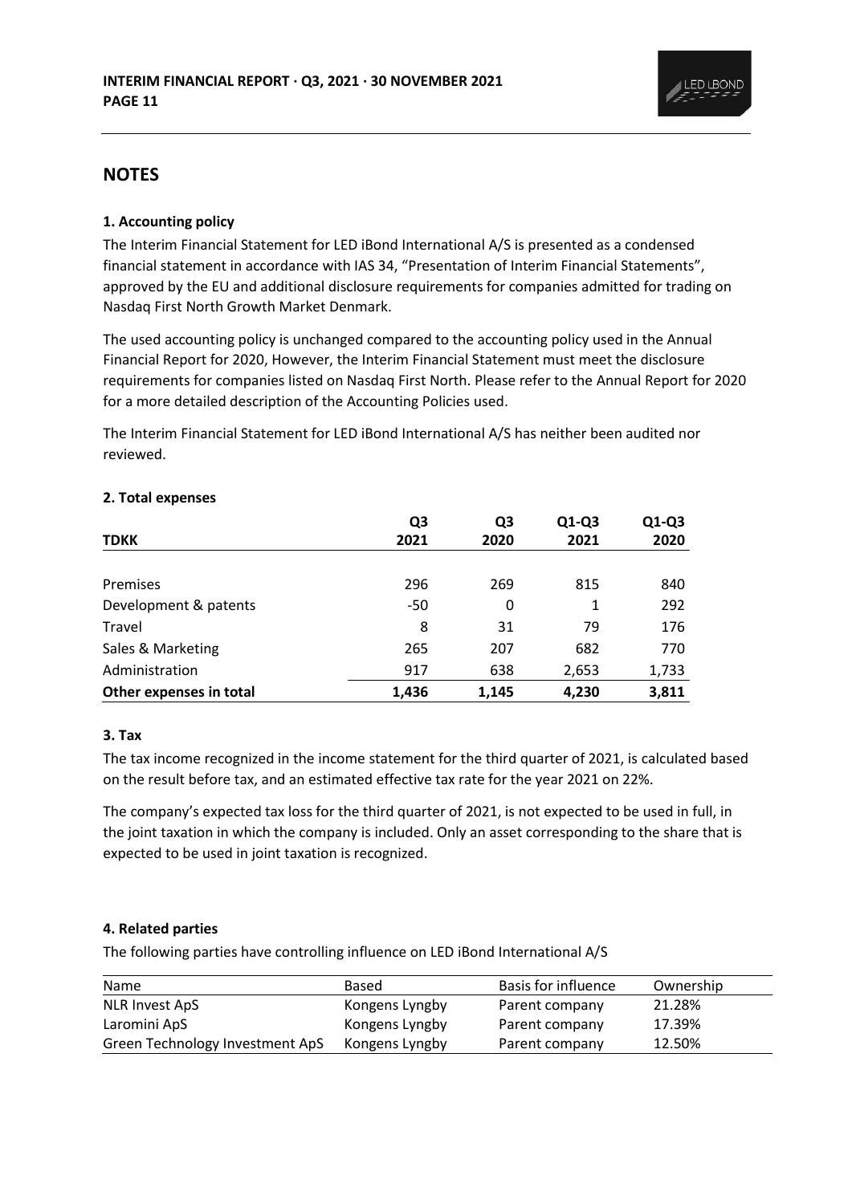## NOTES

### 1. Accounting policy

The Interim Financial Statement for LED iBond International A/S is presented as a condensed financial statement in accordance with IAS 34, "Presentation of Interim Financial Statements", approved by the EU and additional disclosure requirements for companies admitted for trading on Nasdaq First North Growth Market Denmark.

The used accounting policy is unchanged compared to the accounting policy used in the Annual Financial Report for 2020, However, the Interim Financial Statement must meet the disclosure requirements for companies listed on Nasdaq First North. Please refer to the Annual Report for 2020 for a more detailed description of the Accounting Policies used.

The Interim Financial Statement for LED iBond International A/S has neither been audited nor reviewed.

### 2. Total expenses

| TDKK | Q3 2021 | Q3 2020 | Q1-Q3 2021 | Q1-Q3 2020 |
|---|---|---|---|---|
| Premises | 296 | 269 | 815 | 840 |
| Development & patents | -50 | 0 | 1 | 292 |
| Travel | 8 | 31 | 79 | 176 |
| Sales & Marketing | 265 | 207 | 682 | 770 |
| Administration | 917 | 638 | 2,653 | 1,733 |
| **Other expenses in total** | **1,436** | **1,145** | **4,230** | **3,811** |

### 3. Tax

The tax income recognized in the income statement for the third quarter of 2021, is calculated based on the result before tax, and an estimated effective tax rate for the year 2021 on 22%.

The company's expected tax loss for the third quarter of 2021, is not expected to be used in full, in the joint taxation in which the company is included. Only an asset corresponding to the share that is expected to be used in joint taxation is recognized.

### 4. Related parties

The following parties have controlling influence on LED iBond International A/S

| Name | Based | Basis for influence | Ownership |
|---|---|---|---|
| NLR Invest ApS | Kongens Lyngby | Parent company | 21.28% |
| Laromini ApS | Kongens Lyngby | Parent company | 17.39% |
| Green Technology Investment ApS | Kongens Lyngby | Parent company | 12.50% |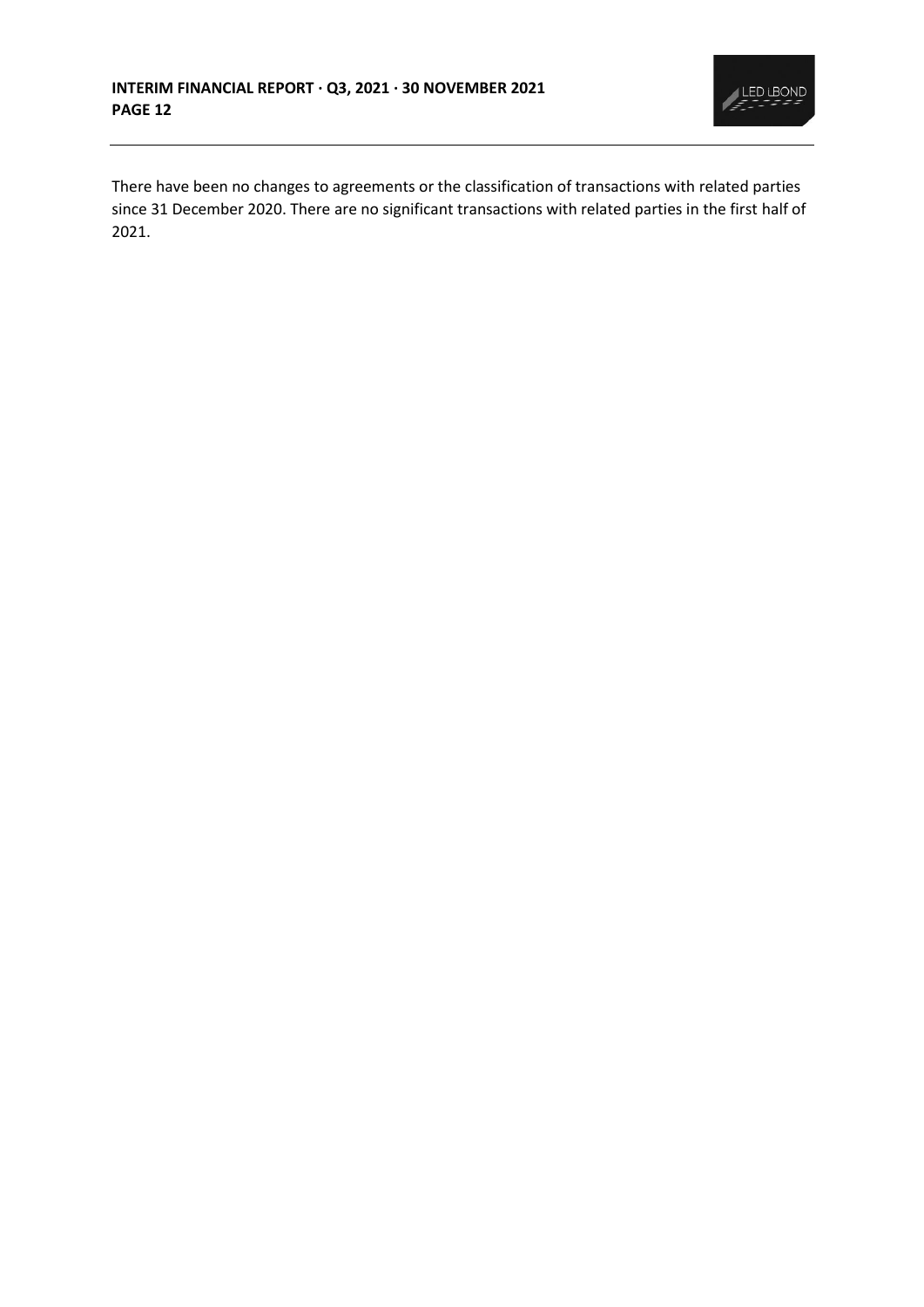There have been no changes to agreements or the classification of transactions with related parties since 31 December 2020. There are no significant transactions with related parties in the first half of 2021.